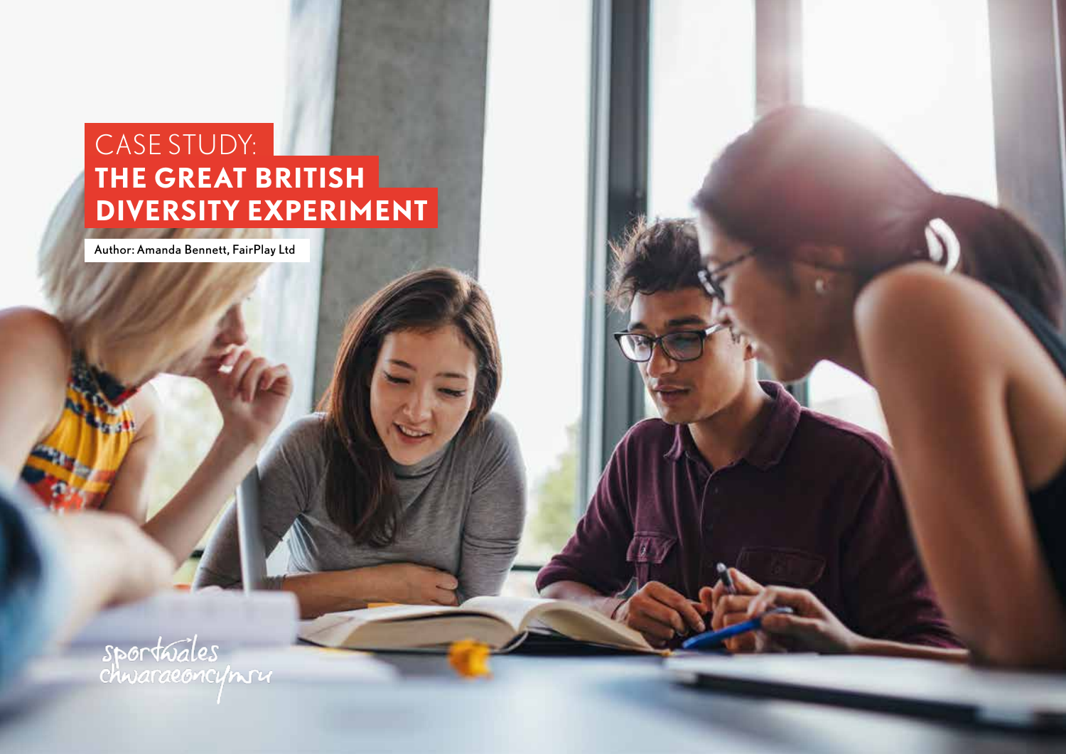# CASE STUDY: THE GREAT BRITISH DIVERSITY EXPERIMENT

Author: Amanda Bennett, FairPlay Ltd

sportwales
chwaraeoncymru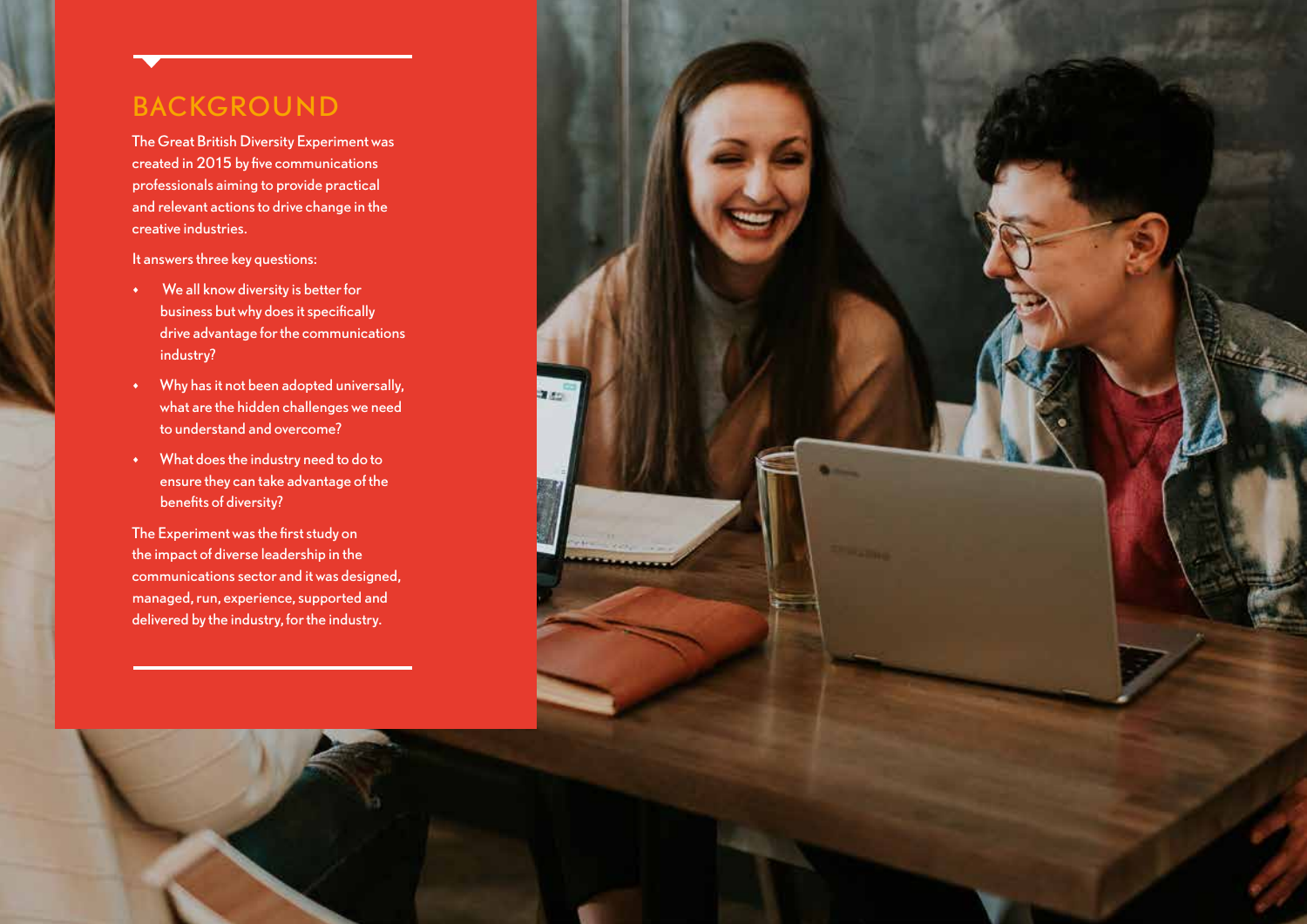## BACKGROUND

The Great British Diversity Experiment was created in 2015 by five communications professionals aiming to provide practical and relevant actions to drive change in the creative industries.

It answers three key questions:

- We all know diversity is better for business but why does it specifically drive advantage for the communications industry?
- Why has it not been adopted universally, what are the hidden challenges we need to understand and overcome?
- What does the industry need to do to ensure they can take advantage of the benefits of diversity?

The Experiment was the first study on the impact of diverse leadership in the communications sector and it was designed, managed, run, experience, supported and delivered by the industry, for the industry.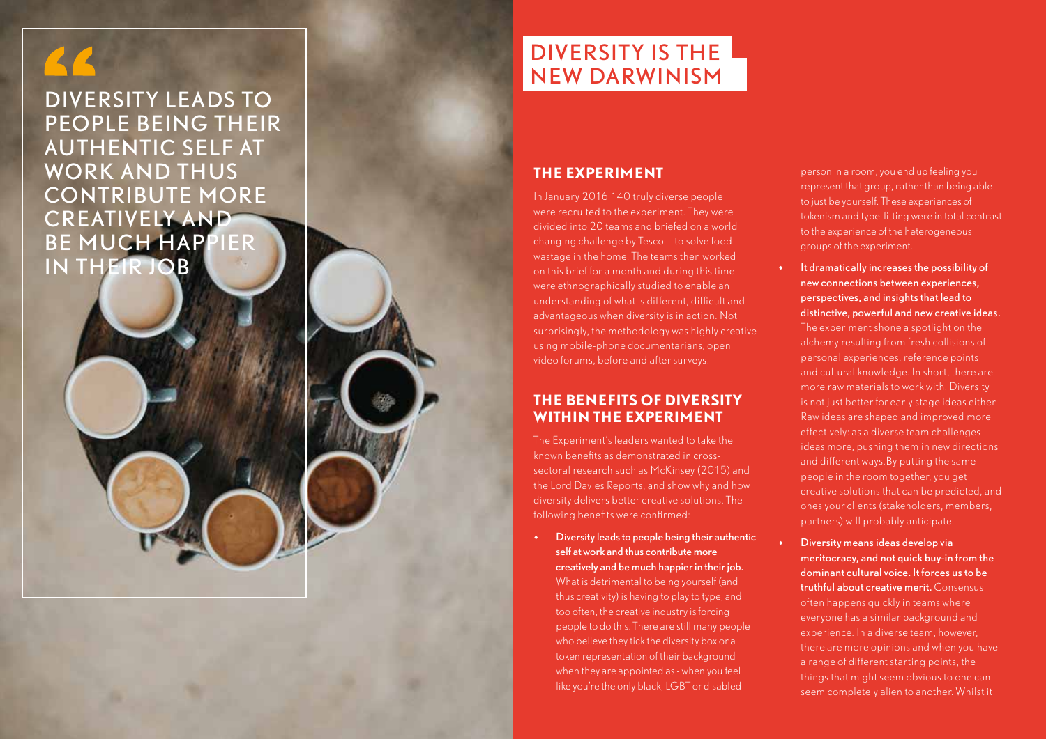> DIVERSITY LEADS TO PEOPLE BEING THEIR AUTHENTIC SELF AT WORK AND THUS CONTRIBUTE MORE CREATIVELY AND BE MUCH HAPPIER IN THEIR JOB

# DIVERSITY IS THE NEW DARWINISM

## THE EXPERIMENT

In January 2016 140 truly diverse people were recruited to the experiment. They were divided into 20 teams and briefed on a world changing challenge by Tesco—to solve food wastage in the home. The teams then worked on this brief for a month and during this time were ethnographically studied to enable an understanding of what is different, difficult and advantageous when diversity is in action. Not surprisingly, the methodology was highly creative using mobile-phone documentarians, open video forums, before and after surveys.

## THE BENEFITS OF DIVERSITY WITHIN THE EXPERIMENT

The Experiment's leaders wanted to take the known benefits as demonstrated in cross-sectoral research such as McKinsey (2015) and the Lord Davies Reports, and show why and how diversity delivers better creative solutions. The following benefits were confirmed:

- **Diversity leads to people being their authentic self at work and thus contribute more creatively and be much happier in their job.** What is detrimental to being yourself (and thus creativity) is having to play to type, and too often, the creative industry is forcing people to do this. There are still many people who believe they tick the diversity box or a token representation of their background when they are appointed as - when you feel like you're the only black, LGBT or disabled person in a room, you end up feeling you represent that group, rather than being able to just be yourself. These experiences of tokenism and type-fitting were in total contrast to the experience of the heterogeneous groups of the experiment.
- **It dramatically increases the possibility of new connections between experiences, perspectives, and insights that lead to distinctive, powerful and new creative ideas.** The experiment shone a spotlight on the alchemy resulting from fresh collisions of personal experiences, reference points and cultural knowledge. In short, there are more raw materials to work with. Diversity is not just better for early stage ideas either. Raw ideas are shaped and improved more effectively: as a diverse team challenges ideas more, pushing them in new directions and different ways.By putting the same people in the room together, you get creative solutions that can be predicted, and ones your clients (stakeholders, members, partners) will probably anticipate.
- **Diversity means ideas develop via meritocracy, and not quick buy-in from the dominant cultural voice. It forces us to be truthful about creative merit.** Consensus often happens quickly in teams where everyone has a similar background and experience. In a diverse team, however, there are more opinions and when you have a range of different starting points, the things that might seem obvious to one can seem completely alien to another. Whilst it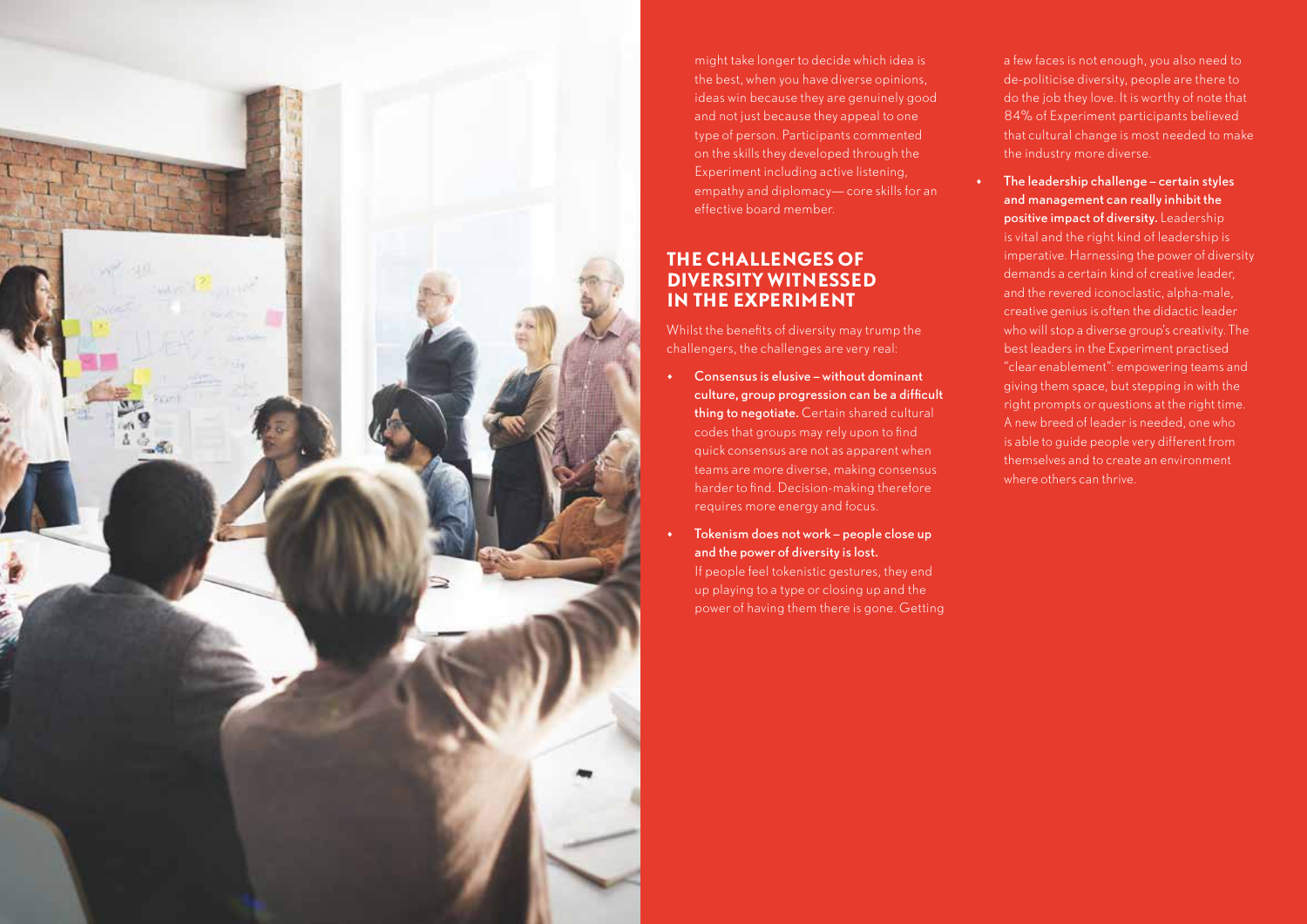might take longer to decide which idea is the best, when you have diverse opinions, ideas win because they are genuinely good and not just because they appeal to one type of person. Participants commented on the skills they developed through the Experiment including active listening, empathy and diplomacy— core skills for an effective board member.

## THE CHALLENGES OF DIVERSITY WITNESSED IN THE EXPERIMENT

Whilst the benefits of diversity may trump the challengers, the challenges are very real:

- **Consensus is elusive – without dominant culture, group progression can be a difficult thing to negotiate.** Certain shared cultural codes that groups may rely upon to find quick consensus are not as apparent when teams are more diverse, making consensus harder to find. Decision-making therefore requires more energy and focus.
- **Tokenism does not work – people close up and the power of diversity is lost.** If people feel tokenistic gestures, they end up playing to a type or closing up and the power of having them there is gone. Getting a few faces is not enough, you also need to de-politicise diversity, people are there to do the job they love. It is worthy of note that 84% of Experiment participants believed that cultural change is most needed to make the industry more diverse.
- **The leadership challenge – certain styles and management can really inhibit the positive impact of diversity.** Leadership is vital and the right kind of leadership is imperative. Harnessing the power of diversity demands a certain kind of creative leader, and the revered iconoclastic, alpha-male, creative genius is often the didactic leader who will stop a diverse group's creativity. The best leaders in the Experiment practised "clear enablement": empowering teams and giving them space, but stepping in with the right prompts or questions at the right time. A new breed of leader is needed, one who is able to guide people very different from themselves and to create an environment where others can thrive.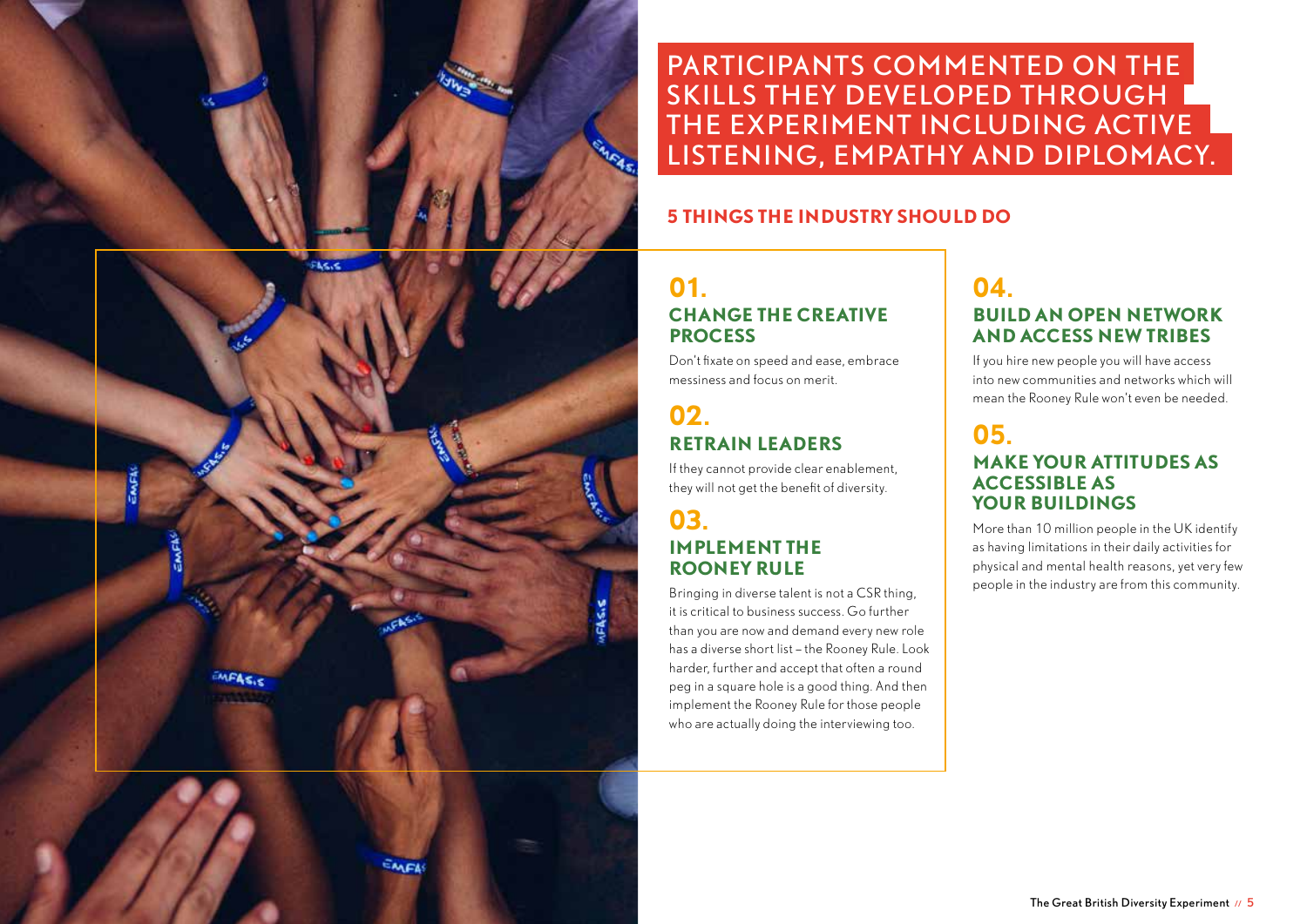## PARTICIPANTS COMMENTED ON THE SKILLS THEY DEVELOPED THROUGH THE EXPERIMENT INCLUDING ACTIVE LISTENING, EMPATHY AND DIPLOMACY.

### 5 THINGS THE INDUSTRY SHOULD DO

**01.**

#### CHANGE THE CREATIVE PROCESS

Don't fixate on speed and ease, embrace messiness and focus on merit.

**02.**

#### RETRAIN LEADERS

If they cannot provide clear enablement, they will not get the benefit of diversity.

**03.**

#### IMPLEMENT THE ROONEY RULE

Bringing in diverse talent is not a CSR thing, it is critical to business success. Go further than you are now and demand every new role has a diverse short list – the Rooney Rule. Look harder, further and accept that often a round peg in a square hole is a good thing. And then implement the Rooney Rule for those people who are actually doing the interviewing too.

**04.**

#### BUILD AN OPEN NETWORK AND ACCESS NEW TRIBES

If you hire new people you will have access into new communities and networks which will mean the Rooney Rule won't even be needed.

**05.**

#### MAKE YOUR ATTITUDES AS ACCESSIBLE AS YOUR BUILDINGS

More than 10 million people in the UK identify as having limitations in their daily activities for physical and mental health reasons, yet very few people in the industry are from this community.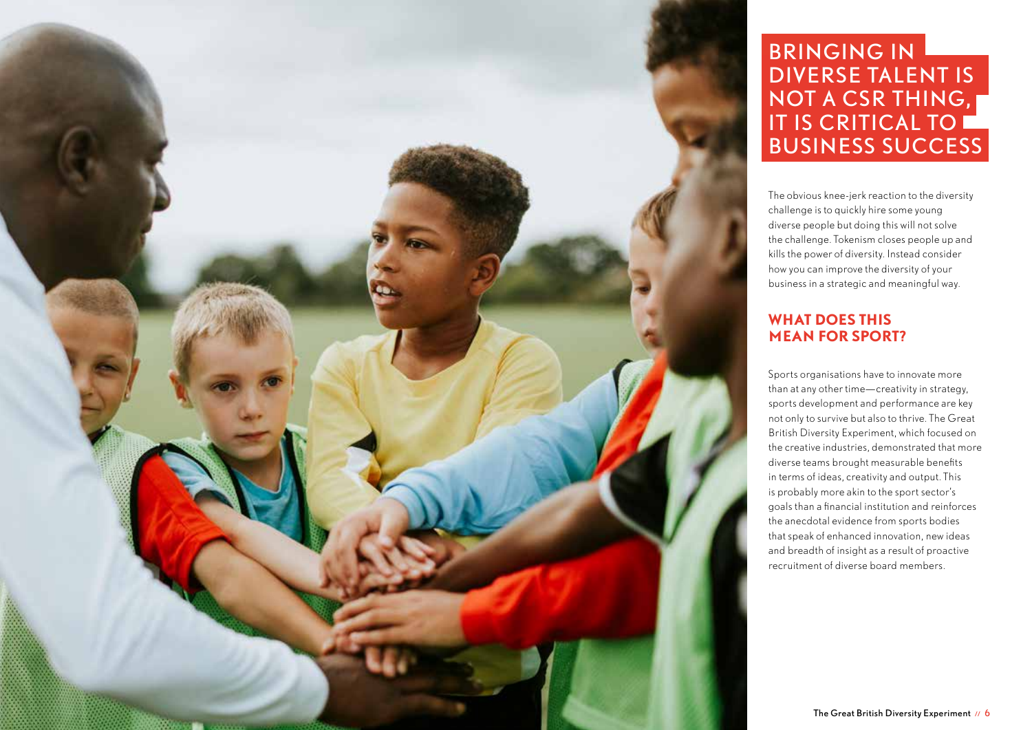# BRINGING IN DIVERSE TALENT IS NOT A CSR THING, IT IS CRITICAL TO BUSINESS SUCCESS

The obvious knee-jerk reaction to the diversity challenge is to quickly hire some young diverse people but doing this will not solve the challenge. Tokenism closes people up and kills the power of diversity. Instead consider how you can improve the diversity of your business in a strategic and meaningful way.

## WHAT DOES THIS MEAN FOR SPORT?

Sports organisations have to innovate more than at any other time—creativity in strategy, sports development and performance are key not only to survive but also to thrive. The Great British Diversity Experiment, which focused on the creative industries, demonstrated that more diverse teams brought measurable benefits in terms of ideas, creativity and output. This is probably more akin to the sport sector's goals than a financial institution and reinforces the anecdotal evidence from sports bodies that speak of enhanced innovation, new ideas and breadth of insight as a result of proactive recruitment of diverse board members.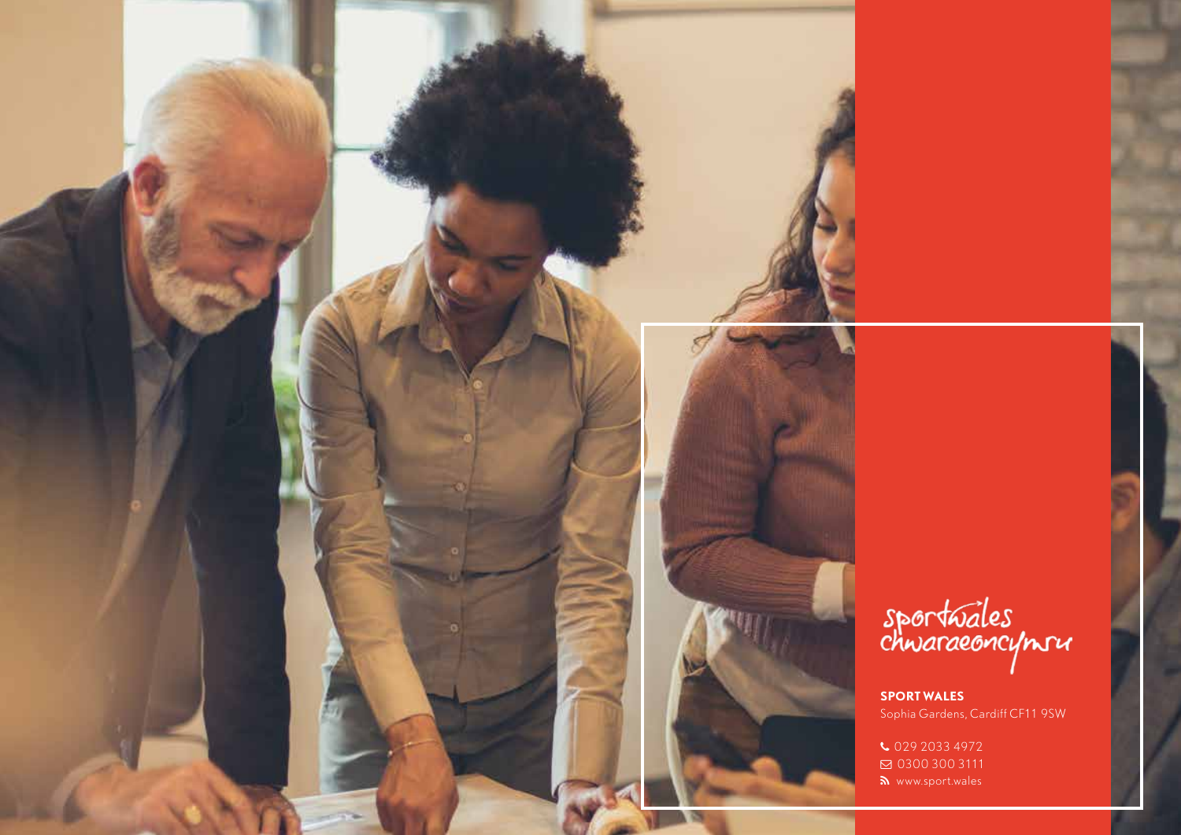sportwales
chwaraeoncymru

**SPORT WALES**
Sophia Gardens, Cardiff CF11 9SW

029 2033 4972
0300 300 3111
www.sport.wales